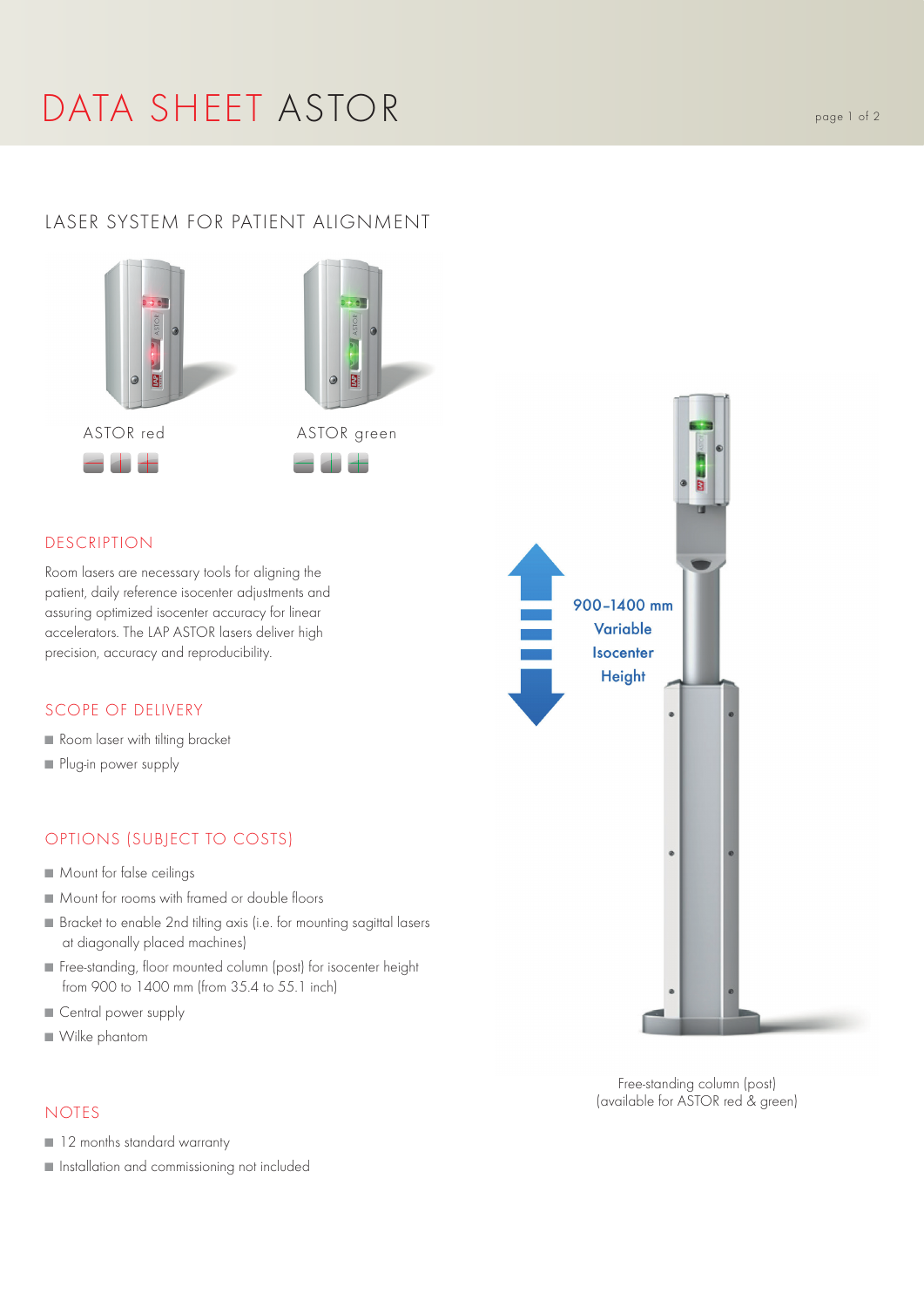# DATA SHEET ASTOR

## LASER SYSTEM FOR PATIENT ALIGNMENT

ASTOR red

ASTOR green

900–1400 mm Variable Isocenter Height

### DESCRIPTION

Room lasers are necessary tools for aligning the patient, daily reference isocenter adjustments and assuring optimized isocenter accuracy for linear accelerators. The LAP ASTOR lasers deliver high precision, accuracy and reproducibility.

### SCOPE OF DELIVERY

- Room laser with tilting bracket
- Plug-in power supply

### OPTIONS (SUBJECT TO COSTS)

- Mount for false ceilings
- Mount for rooms with framed or double floors
- Bracket to enable 2nd tilting axis (i.e. for mounting sagittal lasers at diagonally placed machines)
- Free-standing, floor mounted column (post) for isocenter height from 900 to 1400 mm (from 35.4 to 55.1 inch)
- Central power supply
- Wilke phantom

### NOTES

- 12 months standard warranty
- Installation and commissioning not included

Free-standing column (post)
(available for ASTOR red & green)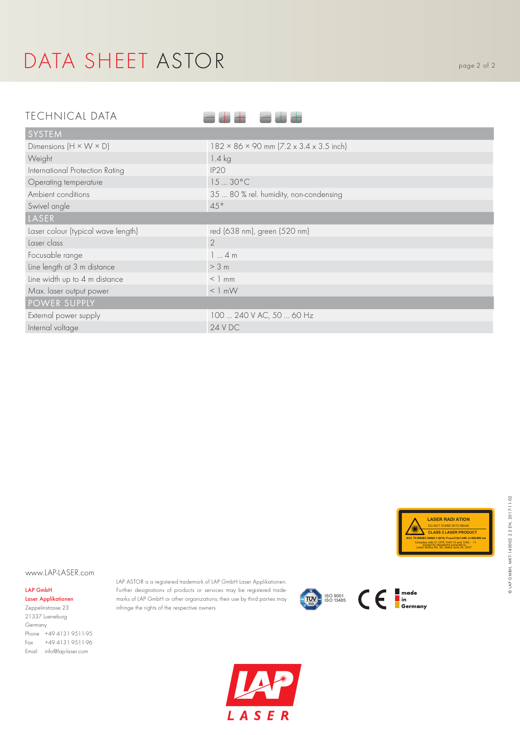# DATA SHEET ASTOR

## TECHNICAL DATA

| | |
|---|---|
| **SYSTEM** | |
| Dimensions (H × W × D) | 182 × 86 × 90 mm (7.2 x 3.4 x 3.5 inch) |
| Weight | 1.4 kg |
| International Protection Rating | IP20 |
| Operating temperature | 15 ... 30°C |
| Ambient conditions | 35 ... 80 % rel. humidity, non-condensing |
| Swivel angle | 45° |
| **LASER** | |
| Laser colour (typical wave length) | red (638 nm), green (520 nm) |
| Laser class | 2 |
| Focusable range | 1 ... 4 m |
| Line length at 3 m distance | > 3 m |
| Line width up to 4 m distance | < 1 mm |
| Max. laser output power | < 1 mW |
| **POWER SUPPLY** | |
| External power supply | 100 ... 240 V AC, 50 ... 60 Hz |
| Internal voltage | 24 V DC |

LASER RADIATION
DO NOT STARE INTO BEAM
CLASS 2 LASER PRODUCT
ACC TO EN/IEC 60825-1:2014; Pmax/CW≤1mW; λ=630-680 nm
Complies with 21 CFR 1040.10 and 1040.11 except for deviations pursuant to Laser Notice No. 50, dated June 24, 2007.

www.LAP-LASER.com

**LAP GmbH**
**Laser Applikationen**
Zeppelinstrasse 23
21337 Lueneburg
Germany
Phone +49 4131 9511-95
Fax +49 4131 9511-96
Email info@lap-laser.com

LAP ASTOR is a registered trademark of LAP GmbH Laser Applikationen. Further designations of products or services may be registered trademarks of LAP GmbH or other organizations; their use by third parties may infringe the rights of the respective owners.

ISO 9001
ISO 13485

made in Germany

LAP LASER

© LAP GMBH, MKT-140002 2.2 EN, 2017-11-02